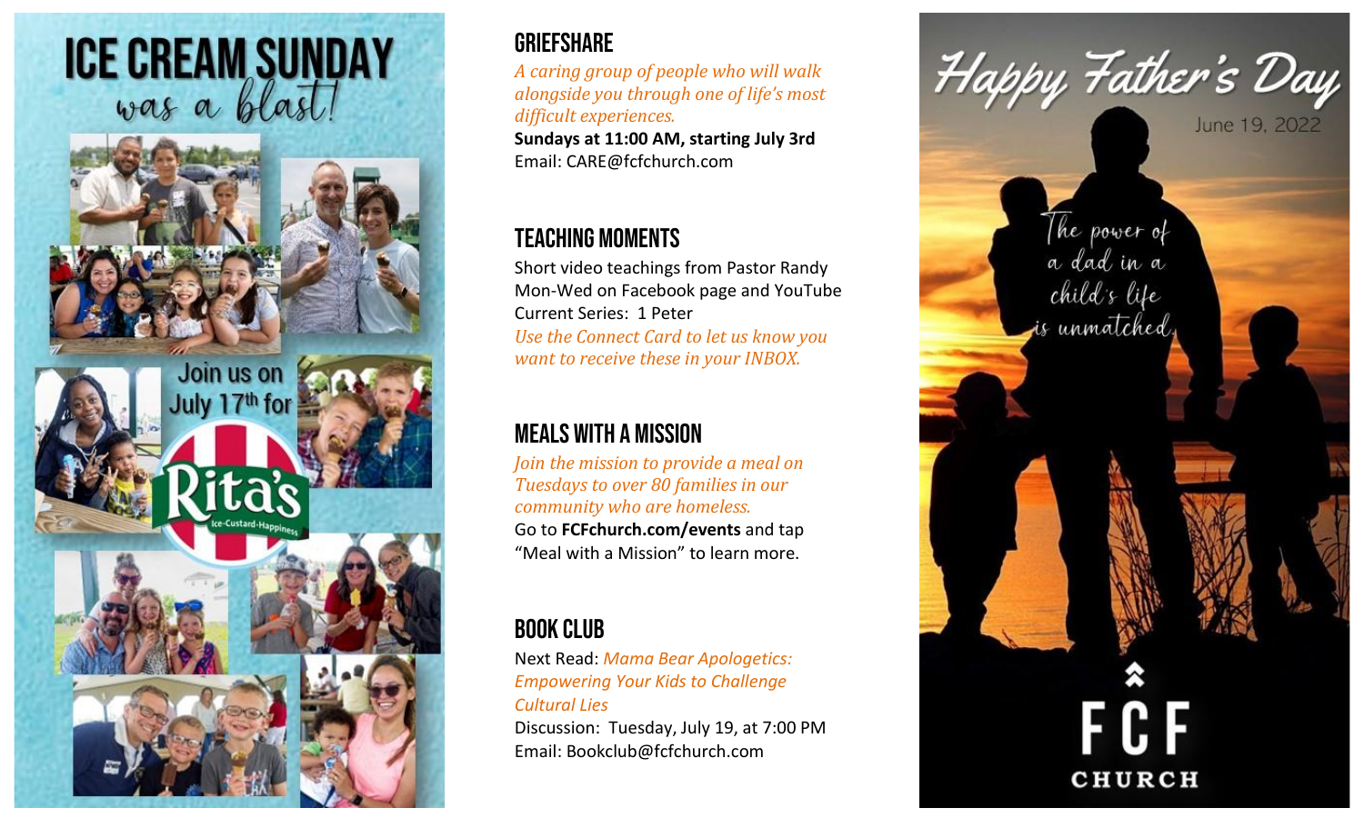# ICE CREAM SUNDAY
was a blast!

Join us on July 17th for

Rita's
Ice-Custard-Happiness

## GRIEFSHARE

*A caring group of people who will walk alongside you through one of life's most difficult experiences.*

**Sundays at 11:00 AM, starting July 3rd**

Email: CARE@fcfchurch.com

## TEACHING MOMENTS

Short video teachings from Pastor Randy Mon-Wed on Facebook page and YouTube

Current Series: 1 Peter

*Use the Connect Card to let us know you want to receive these in your INBOX.*

## MEALS WITH A MISSION

*Join the mission to provide a meal on Tuesdays to over 80 families in our community who are homeless.*

Go to **FCFchurch.com/events** and tap "Meal with a Mission" to learn more.

## BOOK CLUB

Next Read: *Mama Bear Apologetics: Empowering Your Kids to Challenge Cultural Lies*

Discussion: Tuesday, July 19, at 7:00 PM

Email: Bookclub@fcfchurch.com

# Happy Father's Day

June 19, 2022

The power of a dad in a child's life is unmatched.

FCF CHURCH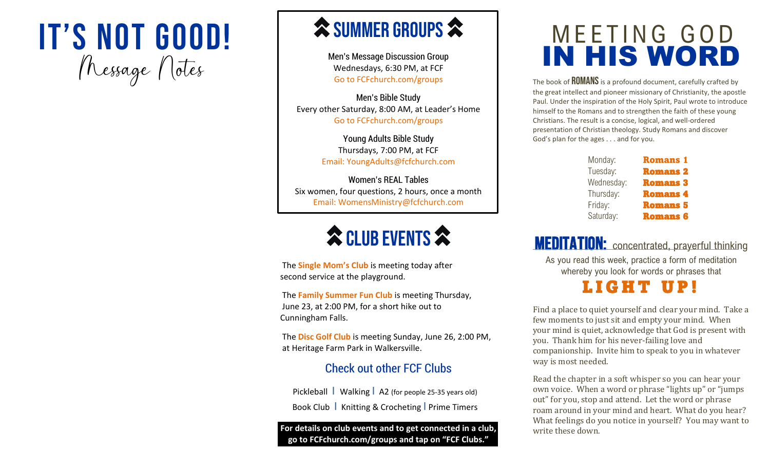# IT'S NOT GOOD!

Message Notes

## SUMMER GROUPS

**Men's Message Discussion Group**
Wednesdays, 6:30 PM, at FCF
Go to FCFchurch.com/groups

**Men's Bible Study**
Every other Saturday, 8:00 AM, at Leader's Home
Go to FCFchurch.com/groups

**Young Adults Bible Study**
Thursdays, 7:00 PM, at FCF
Email: YoungAdults@fcfchurch.com

**Women's REAL Tables**
Six women, four questions, 2 hours, once a month
Email: WomensMinistry@fcfchurch.com

## CLUB EVENTS

The **Single Mom's Club** is meeting today after second service at the playground.

The **Family Summer Fun Club** is meeting Thursday, June 23, at 2:00 PM, for a short hike out to Cunningham Falls.

The **Disc Golf Club** is meeting Sunday, June 26, 2:00 PM, at Heritage Farm Park in Walkersville.

### Check out other FCF Clubs

Pickleball | Walking | A2 (for people 25-35 years old)
Book Club | Knitting & Crocheting | Prime Timers

**For details on club events and to get connected in a club, go to FCFchurch.com/groups and tap on "FCF Clubs."**

# MEETING GOD IN HIS WORD

The book of **ROMANS** is a profound document, carefully crafted by the great intellect and pioneer missionary of Christianity, the apostle Paul. Under the inspiration of the Holy Spirit, Paul wrote to introduce himself to the Romans and to strengthen the faith of these young Christians. The result is a concise, logical, and well-ordered presentation of Christian theology. Study Romans and discover God's plan for the ages . . . and for you.

| | |
|---|---|
| Monday: | **Romans 1** |
| Tuesday: | **Romans 2** |
| Wednesday: | **Romans 3** |
| Thursday: | **Romans 4** |
| Friday: | **Romans 5** |
| Saturday: | **Romans 6** |

## MEDITATION: concentrated, prayerful thinking

As you read this week, practice a form of meditation whereby you look for words or phrases that

**LIGHT UP!**

Find a place to quiet yourself and clear your mind. Take a few moments to just sit and empty your mind. When your mind is quiet, acknowledge that God is present with you. Thank him for his never-failing love and companionship. Invite him to speak to you in whatever way is most needed.

Read the chapter in a soft whisper so you can hear your own voice. When a word or phrase "lights up" or "jumps out" for you, stop and attend. Let the word or phrase roam around in your mind and heart. What do you hear? What feelings do you notice in yourself? You may want to write these down.